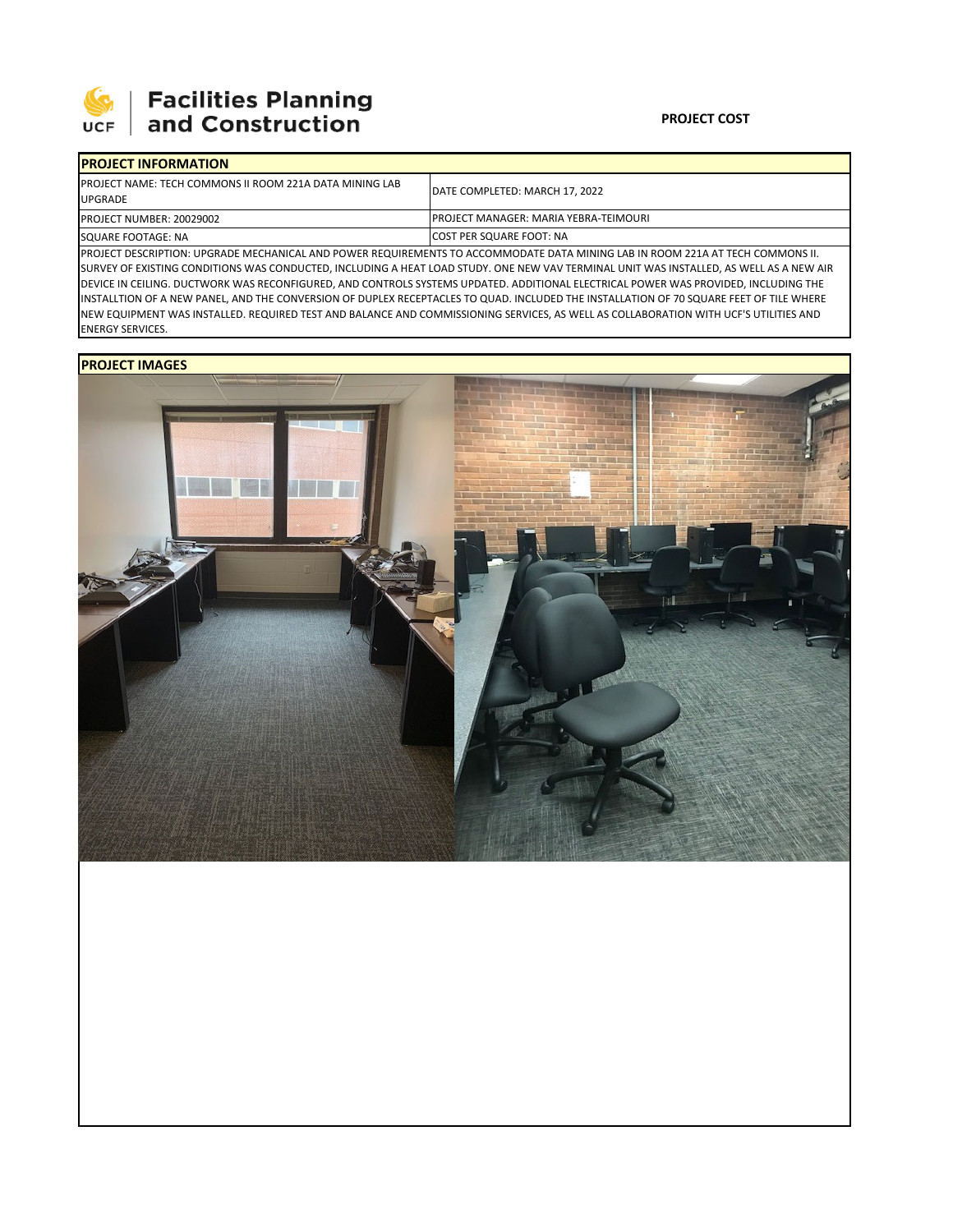# Facilities Planning and Construction

**PROJECT COST**

## PROJECT INFORMATION

| PROJECT NAME: TECH COMMONS II ROOM 221A DATA MINING LAB UPGRADE | DATE COMPLETED: MARCH 17, 2022 |
|---|---|
| PROJECT NUMBER: 20029002 | PROJECT MANAGER: MARIA YEBRA-TEIMOURI |
| SQUARE FOOTAGE: NA | COST PER SQUARE FOOT: NA |

PROJECT DESCRIPTION: UPGRADE MECHANICAL AND POWER REQUIREMENTS TO ACCOMMODATE DATA MINING LAB IN ROOM 221A AT TECH COMMONS II. SURVEY OF EXISTING CONDITIONS WAS CONDUCTED, INCLUDING A HEAT LOAD STUDY. ONE NEW VAV TERMINAL UNIT WAS INSTALLED, AS WELL AS A NEW AIR DEVICE IN CEILING. DUCTWORK WAS RECONFIGURED, AND CONTROLS SYSTEMS UPDATED. ADDITIONAL ELECTRICAL POWER WAS PROVIDED, INCLUDING THE INSTALLTION OF A NEW PANEL, AND THE CONVERSION OF DUPLEX RECEPTACLES TO QUAD. INCLUDED THE INSTALLATION OF 70 SQUARE FEET OF TILE WHERE NEW EQUIPMENT WAS INSTALLED. REQUIRED TEST AND BALANCE AND COMMISSIONING SERVICES, AS WELL AS COLLABORATION WITH UCF'S UTILITIES AND ENERGY SERVICES.

## PROJECT IMAGES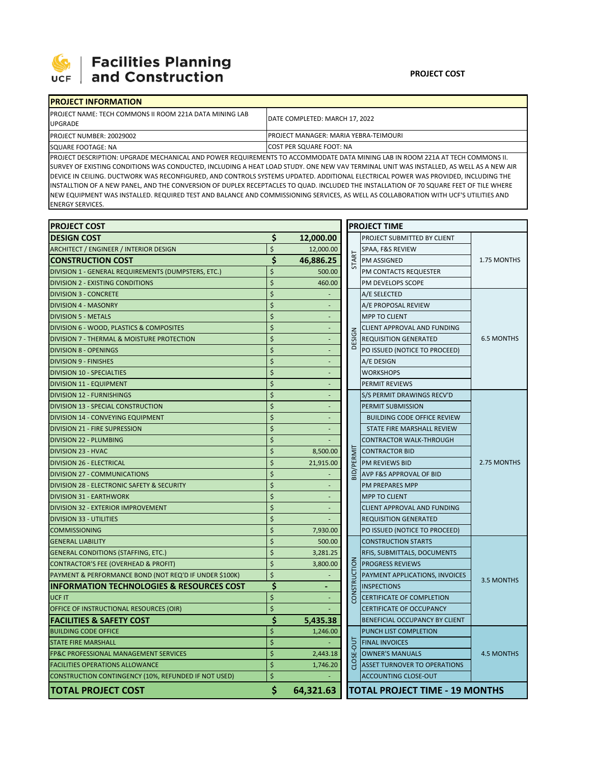Facilities Planning and Construction

**PROJECT COST**

| PROJECT INFORMATION | |
|---|---|
| PROJECT NAME: TECH COMMONS II ROOM 221A DATA MINING LAB UPGRADE | DATE COMPLETED: MARCH 17, 2022 |
| PROJECT NUMBER: 20029002 | PROJECT MANAGER: MARIA YEBRA-TEIMOURI |
| SQUARE FOOTAGE: NA | COST PER SQUARE FOOT: NA |

PROJECT DESCRIPTION: UPGRADE MECHANICAL AND POWER REQUIREMENTS TO ACCOMMODATE DATA MINING LAB IN ROOM 221A AT TECH COMMONS II. SURVEY OF EXISTING CONDITIONS WAS CONDUCTED, INCLUDING A HEAT LOAD STUDY. ONE NEW VAV TERMINAL UNIT WAS INSTALLED, AS WELL AS A NEW AIR DEVICE IN CEILING. DUCTWORK WAS RECONFIGURED, AND CONTROLS SYSTEMS UPDATED. ADDITIONAL ELECTRICAL POWER WAS PROVIDED, INCLUDING THE INSTALLTION OF A NEW PANEL, AND THE CONVERSION OF DUPLEX RECEPTACLES TO QUAD. INCLUDED THE INSTALLATION OF 70 SQUARE FEET OF TILE WHERE NEW EQUIPMENT WAS INSTALLED. REQUIRED TEST AND BALANCE AND COMMISSIONING SERVICES, AS WELL AS COLLABORATION WITH UCF'S UTILITIES AND ENERGY SERVICES.

| PROJECT COST | |
|---|---|
| **DESIGN COST** | **$ 12,000.00** |
| ARCHITECT / ENGINEER / INTERIOR DESIGN | $ 12,000.00 |
| **CONSTRUCTION COST** | **$ 46,886.25** |
| DIVISION 1 - GENERAL REQUIREMENTS (DUMPSTERS, ETC.) | $ 500.00 |
| DIVISION 2 - EXISTING CONDITIONS | $ 460.00 |
| DIVISION 3 - CONCRETE | $ - |
| DIVISION 4 - MASONRY | $ - |
| DIVISION 5 - METALS | $ - |
| DIVISION 6 - WOOD, PLASTICS & COMPOSITES | $ - |
| DIVISION 7 - THERMAL & MOISTURE PROTECTION | $ - |
| DIVISION 8 - OPENINGS | $ - |
| DIVISION 9 - FINISHES | $ - |
| DIVISION 10 - SPECIALTIES | $ - |
| DIVISION 11 - EQUIPMENT | $ - |
| DIVISION 12 - FURNISHINGS | $ - |
| DIVISION 13 - SPECIAL CONSTRUCTION | $ - |
| DIVISION 14 - CONVEYING EQUIPMENT | $ - |
| DIVISION 21 - FIRE SUPRESSION | $ - |
| DIVISION 22 - PLUMBING | $ - |
| DIVISION 23 - HVAC | $ 8,500.00 |
| DIVISION 26 - ELECTRICAL | $ 21,915.00 |
| DIVISION 27 - COMMUNICATIONS | $ - |
| DIVISION 28 - ELECTRONIC SAFETY & SECURITY | $ - |
| DIVISION 31 - EARTHWORK | $ - |
| DIVISION 32 - EXTERIOR IMPROVEMENT | $ - |
| DIVISION 33 - UTILITIES | $ - |
| COMMISSIONING | $ 7,930.00 |
| GENERAL LIABILITY | $ 500.00 |
| GENERAL CONDITIONS (STAFFING, ETC.) | $ 3,281.25 |
| CONTRACTOR'S FEE (OVERHEAD & PROFIT) | $ 3,800.00 |
| PAYMENT & PERFORMANCE BOND (NOT REQ'D IF UNDER $100K) | $ - |
| **INFORMATION TECHNOLOGIES & RESOURCES COST** | **$ -** |
| UCF IT | $ - |
| OFFICE OF INSTRUCTIONAL RESOURCES (OIR) | $ - |
| **FACILITIES & SAFETY COST** | **$ 5,435.38** |
| BUILDING CODE OFFICE | $ 1,246.00 |
| STATE FIRE MARSHALL | $ - |
| FP&C PROFESSIONAL MANAGEMENT SERVICES | $ 2,443.18 |
| FACILITIES OPERATIONS ALLOWANCE | $ 1,746.20 |
| CONSTRUCTION CONTINGENCY (10%, REFUNDED IF NOT USED) | $ - |
| **TOTAL PROJECT COST** | **$ 64,321.63** |

| PROJECT TIME | | |
|---|---|---|
| START | PROJECT SUBMITTED BY CLIENT | 1.75 MONTHS |
| | SPAA, F&S REVIEW | |
| | PM ASSIGNED | |
| | PM CONTACTS REQUESTER | |
| | PM DEVELOPS SCOPE | |
| DESIGN | A/E SELECTED | 6.5 MONTHS |
| | A/E PROPOSAL REVIEW | |
| | MPP TO CLIENT | |
| | CLIENT APPROVAL AND FUNDING | |
| | REQUISITION GENERATED | |
| | PO ISSUED (NOTICE TO PROCEED) | |
| | A/E DESIGN | |
| | WORKSHOPS | |
| | PERMIT REVIEWS | |
| BID/PERMIT | S/S PERMIT DRAWINGS RECV'D | 2.75 MONTHS |
| | PERMIT SUBMISSION | |
| | BUILDING CODE OFFICE REVIEW | |
| | STATE FIRE MARSHALL REVIEW | |
| | CONTRACTOR WALK-THROUGH | |
| | CONTRACTOR BID | |
| | PM REVIEWS BID | |
| | AVP F&S APPROVAL OF BID | |
| | PM PREPARES MPP | |
| | MPP TO CLIENT | |
| | CLIENT APPROVAL AND FUNDING | |
| | REQUISITION GENERATED | |
| | PO ISSUED (NOTICE TO PROCEED) | |
| CONSTRUCTION | CONSTRUCTION STARTS | 3.5 MONTHS |
| | RFIS, SUBMITTALS, DOCUMENTS | |
| | PROGRESS REVIEWS | |
| | PAYMENT APPLICATIONS, INVOICES | |
| | INSPECTIONS | |
| | CERTIFICATE OF COMPLETION | |
| | CERTIFICATE OF OCCUPANCY | |
| | BENEFICIAL OCCUPANCY BY CLIENT | |
| CLOSE-OUT | PUNCH LIST COMPLETION | 4.5 MONTHS |
| | FINAL INVOICES | |
| | OWNER'S MANUALS | |
| | ASSET TURNOVER TO OPERATIONS | |
| | ACCOUNTING CLOSE-OUT | |
| **TOTAL PROJECT TIME - 19 MONTHS** | | |